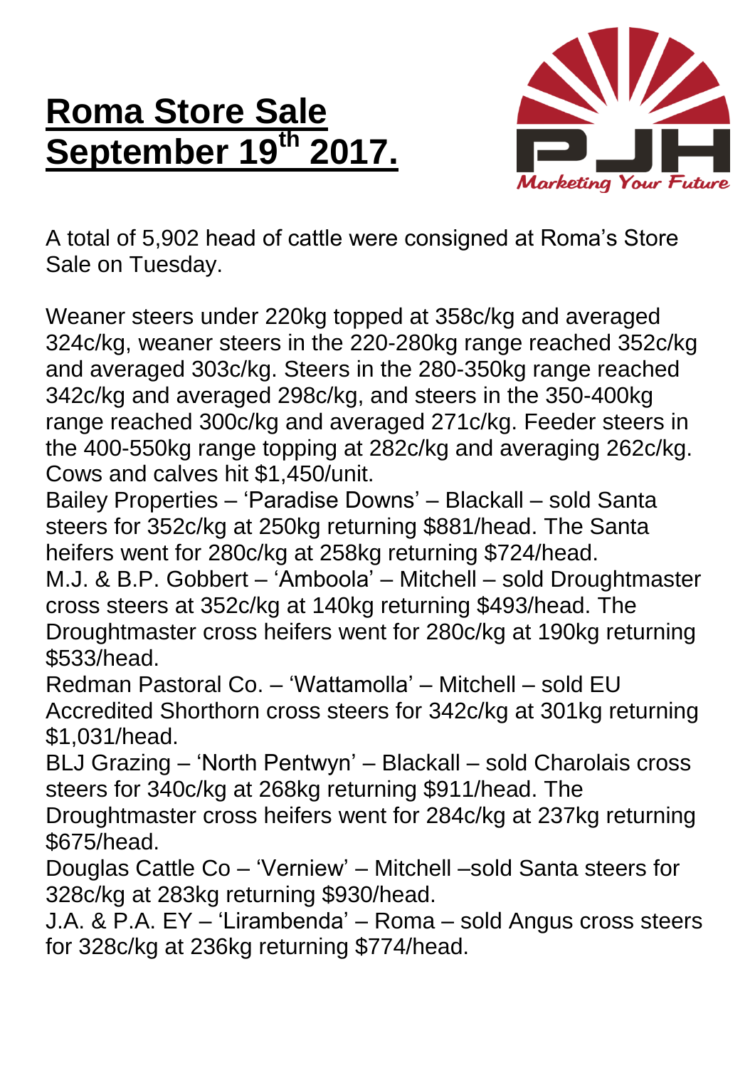# Roma Store Sale September 19th 2017.

PJH

*Marketing Your Future*

A total of 5,902 head of cattle were consigned at Roma's Store Sale on Tuesday.

Weaner steers under 220kg topped at 358c/kg and averaged 324c/kg, weaner steers in the 220-280kg range reached 352c/kg and averaged 303c/kg. Steers in the 280-350kg range reached 342c/kg and averaged 298c/kg, and steers in the 350-400kg range reached 300c/kg and averaged 271c/kg. Feeder steers in the 400-550kg range topping at 282c/kg and averaging 262c/kg. Cows and calves hit $1,450/unit.

Bailey Properties – 'Paradise Downs' – Blackall – sold Santa steers for 352c/kg at 250kg returning $881/head. The Santa heifers went for 280c/kg at 258kg returning $724/head.

M.J. & B.P. Gobbert – 'Amboola' – Mitchell – sold Droughtmaster cross steers at 352c/kg at 140kg returning $493/head. The Droughtmaster cross heifers went for 280c/kg at 190kg returning $533/head.

Redman Pastoral Co. – 'Wattamolla' – Mitchell – sold EU Accredited Shorthorn cross steers for 342c/kg at 301kg returning $1,031/head.

BLJ Grazing – 'North Pentwyn' – Blackall – sold Charolais cross steers for 340c/kg at 268kg returning $911/head. The Droughtmaster cross heifers went for 284c/kg at 237kg returning $675/head.

Douglas Cattle Co – 'Verniew' – Mitchell –sold Santa steers for 328c/kg at 283kg returning $930/head.

J.A. & P.A. EY – 'Lirambenda' – Roma – sold Angus cross steers for 328c/kg at 236kg returning $774/head.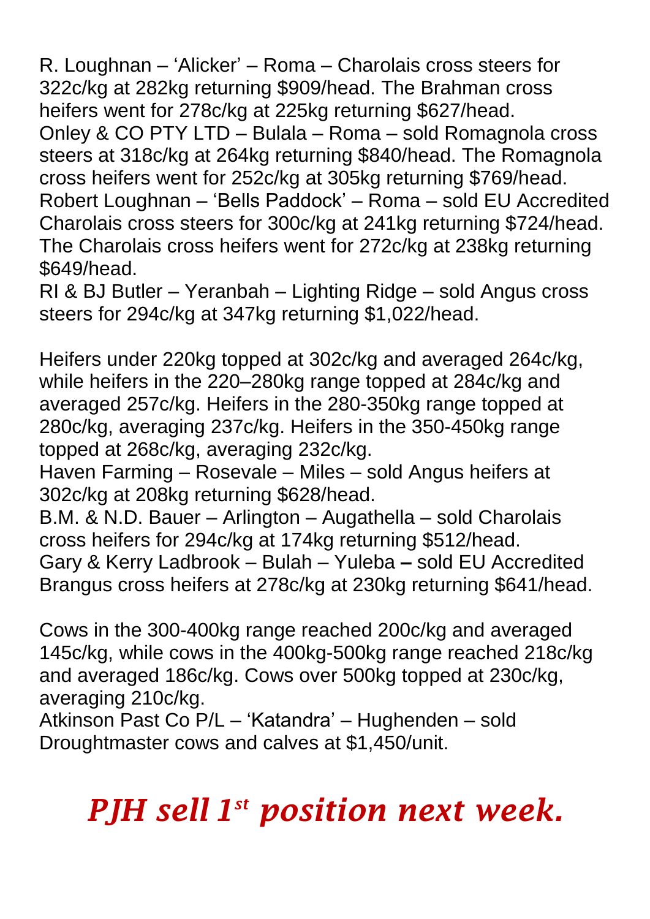R. Loughnan – 'Alicker' – Roma – Charolais cross steers for 322c/kg at 282kg returning $909/head. The Brahman cross heifers went for 278c/kg at 225kg returning $627/head.
Onley & CO PTY LTD – Bulala – Roma – sold Romagnola cross steers at 318c/kg at 264kg returning $840/head. The Romagnola cross heifers went for 252c/kg at 305kg returning $769/head.
Robert Loughnan – 'Bells Paddock' – Roma – sold EU Accredited Charolais cross steers for 300c/kg at 241kg returning $724/head. The Charolais cross heifers went for 272c/kg at 238kg returning $649/head.
RI & BJ Butler – Yeranbah – Lighting Ridge – sold Angus cross steers for 294c/kg at 347kg returning $1,022/head.

Heifers under 220kg topped at 302c/kg and averaged 264c/kg, while heifers in the 220–280kg range topped at 284c/kg and averaged 257c/kg. Heifers in the 280-350kg range topped at 280c/kg, averaging 237c/kg. Heifers in the 350-450kg range topped at 268c/kg, averaging 232c/kg.
Haven Farming – Rosevale – Miles – sold Angus heifers at 302c/kg at 208kg returning $628/head.
B.M. & N.D. Bauer – Arlington – Augathella – sold Charolais cross heifers for 294c/kg at 174kg returning $512/head.
Gary & Kerry Ladbrook – Bulah – Yuleba – sold EU Accredited Brangus cross heifers at 278c/kg at 230kg returning $641/head.

Cows in the 300-400kg range reached 200c/kg and averaged 145c/kg, while cows in the 400kg-500kg range reached 218c/kg and averaged 186c/kg. Cows over 500kg topped at 230c/kg, averaging 210c/kg.
Atkinson Past Co P/L – 'Katandra' – Hughenden – sold Droughtmaster cows and calves at $1,450/unit.

***PJH sell 1st position next week.***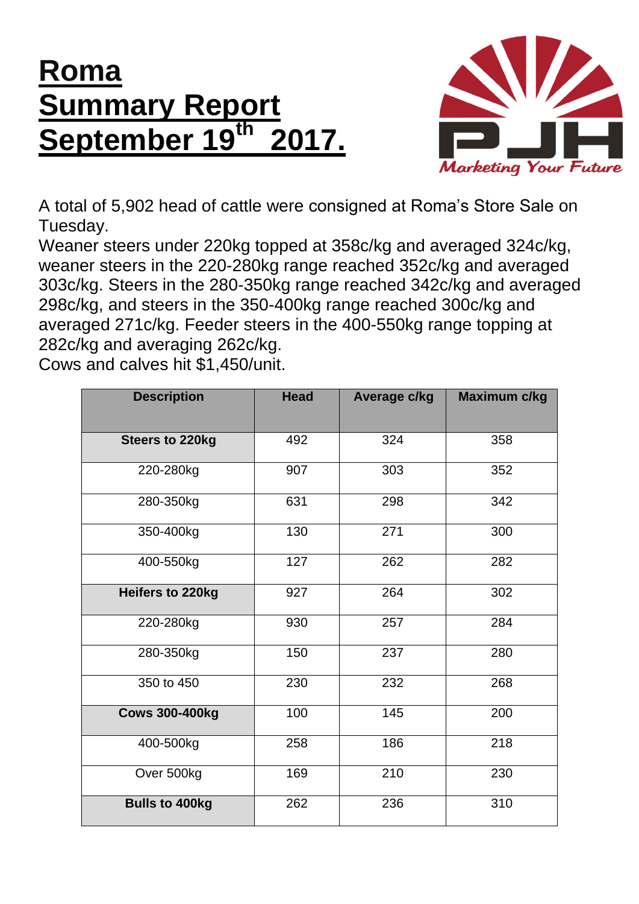# Roma Summary Report September 19th 2017.

Marketing Your Future

A total of 5,902 head of cattle were consigned at Roma's Store Sale on Tuesday.

Weaner steers under 220kg topped at 358c/kg and averaged 324c/kg, weaner steers in the 220-280kg range reached 352c/kg and averaged 303c/kg. Steers in the 280-350kg range reached 342c/kg and averaged 298c/kg, and steers in the 350-400kg range reached 300c/kg and averaged 271c/kg. Feeder steers in the 400-550kg range topping at 282c/kg and averaging 262c/kg.

Cows and calves hit $1,450/unit.

| Description | Head | Average c/kg | Maximum c/kg |
|---|---|---|---|
| **Steers to 220kg** | 492 | 324 | 358 |
| 220-280kg | 907 | 303 | 352 |
| 280-350kg | 631 | 298 | 342 |
| 350-400kg | 130 | 271 | 300 |
| 400-550kg | 127 | 262 | 282 |
| **Heifers to 220kg** | 927 | 264 | 302 |
| 220-280kg | 930 | 257 | 284 |
| 280-350kg | 150 | 237 | 280 |
| 350 to 450 | 230 | 232 | 268 |
| **Cows 300-400kg** | 100 | 145 | 200 |
| 400-500kg | 258 | 186 | 218 |
| Over 500kg | 169 | 210 | 230 |
| **Bulls to 400kg** | 262 | 236 | 310 |